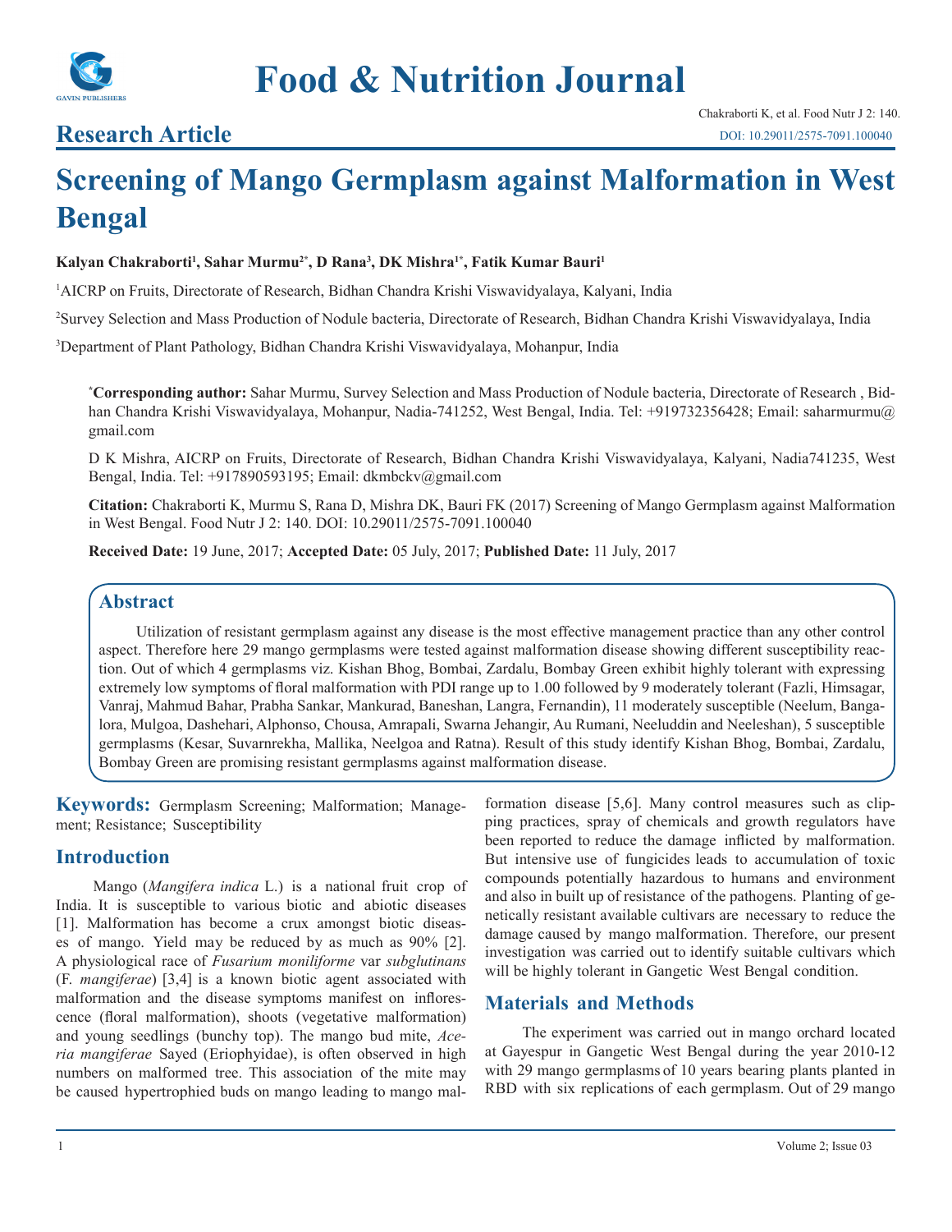# Food & Nutrition Journal

## Research Article

Chakraborti K, et al. Food Nutr J 2: 140.
DOI: 10.29011/2575-7091.100040

# Screening of Mango Germplasm against Malformation in West Bengal

**Kalyan Chakraborti[1], Sahar Murmu[2*], D Rana[3], DK Mishra[1*], Fatik Kumar Bauri[1]**

[1]AICRP on Fruits, Directorate of Research, Bidhan Chandra Krishi Viswavidyalaya, Kalyani, India

[2]Survey Selection and Mass Production of Nodule bacteria, Directorate of Research, Bidhan Chandra Krishi Viswavidyalaya, India

[3]Department of Plant Pathology, Bidhan Chandra Krishi Viswavidyalaya, Mohanpur, India

**[*]Corresponding author:** Sahar Murmu, Survey Selection and Mass Production of Nodule bacteria, Directorate of Research , Bidhan Chandra Krishi Viswavidyalaya, Mohanpur, Nadia-741252, West Bengal, India. Tel: +919732356428; Email: saharmurmu@gmail.com

D K Mishra, AICRP on Fruits, Directorate of Research, Bidhan Chandra Krishi Viswavidyalaya, Kalyani, Nadia741235, West Bengal, India. Tel: +917890593195; Email: dkmbckv@gmail.com

**Citation:** Chakraborti K, Murmu S, Rana D, Mishra DK, Bauri FK (2017) Screening of Mango Germplasm against Malformation in West Bengal. Food Nutr J 2: 140. DOI: 10.29011/2575-7091.100040

**Received Date:** 19 June, 2017; **Accepted Date:** 05 July, 2017; **Published Date:** 11 July, 2017

## Abstract

Utilization of resistant germplasm against any disease is the most effective management practice than any other control aspect. Therefore here 29 mango germplasms were tested against malformation disease showing different susceptibility reaction. Out of which 4 germplasms viz. Kishan Bhog, Bombai, Zardalu, Bombay Green exhibit highly tolerant with expressing extremely low symptoms of floral malformation with PDI range up to 1.00 followed by 9 moderately tolerant (Fazli, Himsagar, Vanraj, Mahmud Bahar, Prabha Sankar, Mankurad, Baneshan, Langra, Fernandin), 11 moderately susceptible (Neelum, Bangalora, Mulgoa, Dashehari, Alphonso, Chousa, Amrapali, Swarna Jehangir, Au Rumani, Neeluddin and Neeleshan), 5 susceptible germplasms (Kesar, Suvarnrekha, Mallika, Neelgoa and Ratna). Result of this study identify Kishan Bhog, Bombai, Zardalu, Bombay Green are promising resistant germplasms against malformation disease.

**Keywords:** Germplasm Screening; Malformation; Management; Resistance; Susceptibility

## Introduction

Mango (*Mangifera indica* L.) is a national fruit crop of India. It is susceptible to various biotic and abiotic diseases [1]. Malformation has become a crux amongst biotic diseases of mango. Yield may be reduced by as much as 90% [2]. A physiological race of *Fusarium moniliforme* var *subglutinans* (*F. mangiferae*) [3,4] is a known biotic agent associated with malformation and the disease symptoms manifest on inflorescence (floral malformation), shoots (vegetative malformation) and young seedlings (bunchy top). The mango bud mite, *Aceria mangiferae* Sayed (Eriophyidae), is often observed in high numbers on malformed tree. This association of the mite may be caused hypertrophied buds on mango leading to mango malformation disease [5,6]. Many control measures such as clipping practices, spray of chemicals and growth regulators have been reported to reduce the damage inflicted by malformation. But intensive use of fungicides leads to accumulation of toxic compounds potentially hazardous to humans and environment and also in built up of resistance of the pathogens. Planting of genetically resistant available cultivars are necessary to reduce the damage caused by mango malformation. Therefore, our present investigation was carried out to identify suitable cultivars which will be highly tolerant in Gangetic West Bengal condition.

## Materials and Methods

The experiment was carried out in mango orchard located at Gayespur in Gangetic West Bengal during the year 2010-12 with 29 mango germplasms of 10 years bearing plants planted in RBD with six replications of each germplasm. Out of 29 mango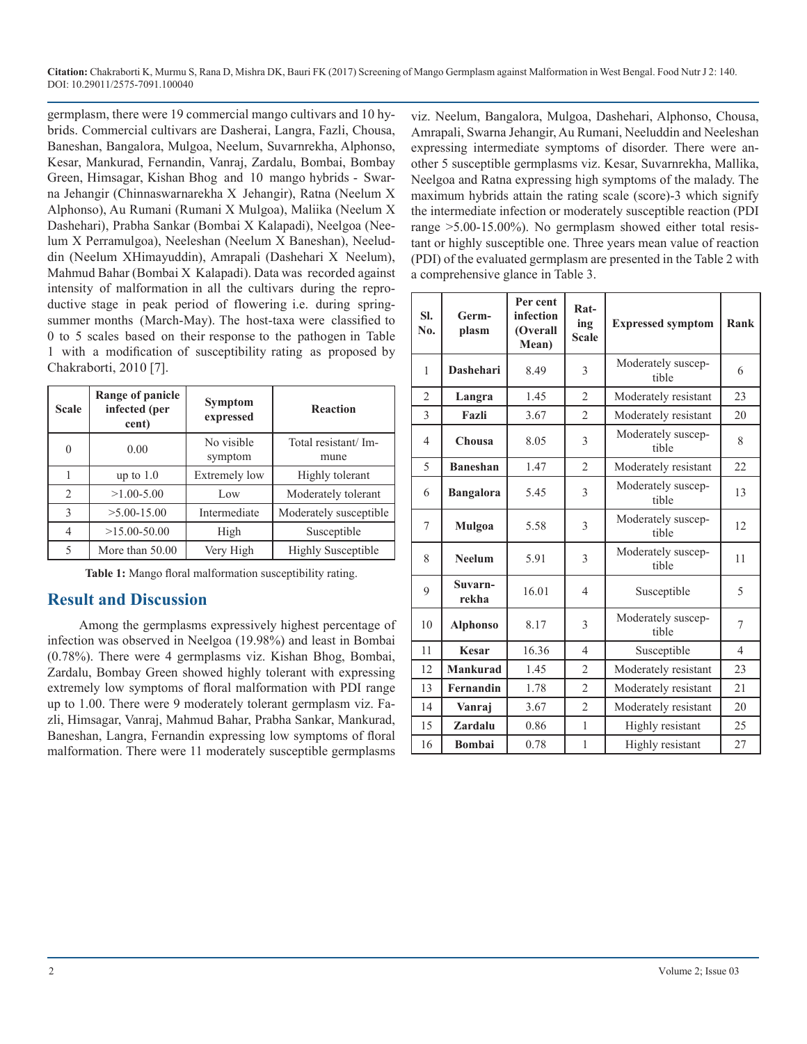germplasm, there were 19 commercial mango cultivars and 10 hybrids. Commercial cultivars are Dasherai, Langra, Fazli, Chousa, Baneshan, Bangalora, Mulgoa, Neelum, Suvarnrekha, Alphonso, Kesar, Mankurad, Fernandin, Vanraj, Zardalu, Bombai, Bombay Green, Himsagar, Kishan Bhog and 10 mango hybrids - Swarna Jehangir (Chinnaswarnarekha X Jehangir), Ratna (Neelum X Alphonso), Au Rumani (Rumani X Mulgoa), Maliika (Neelum X Dashehari), Prabha Sankar (Bombai X Kalapadi), Neelgoa (Neelum X Perramulgoa), Neeleshan (Neelum X Baneshan), Neeluddin (Neelum XHimayuddin), Amrapali (Dashehari X Neelum), Mahmud Bahar (Bombai X Kalapadi). Data was recorded against intensity of malformation in all the cultivars during the reproductive stage in peak period of flowering i.e. during spring-summer months (March-May). The host-taxa were classified to 0 to 5 scales based on their response to the pathogen in Table 1 with a modification of susceptibility rating as proposed by Chakraborti, 2010 [7].

| Scale | Range of panicle infected (per cent) | Symptom expressed | Reaction |
|---|---|---|---|
| 0 | 0.00 | No visible symptom | Total resistant/ Immune |
| 1 | up to 1.0 | Extremely low | Highly tolerant |
| 2 | >1.00-5.00 | Low | Moderately tolerant |
| 3 | >5.00-15.00 | Intermediate | Moderately susceptible |
| 4 | >15.00-50.00 | High | Susceptible |
| 5 | More than 50.00 | Very High | Highly Susceptible |

**Table 1:** Mango floral malformation susceptibility rating.

## Result and Discussion

Among the germplasms expressively highest percentage of infection was observed in Neelgoa (19.98%) and least in Bombai (0.78%). There were 4 germplasms viz. Kishan Bhog, Bombai, Zardalu, Bombay Green showed highly tolerant with expressing extremely low symptoms of floral malformation with PDI range up to 1.00. There were 9 moderately tolerant germplasm viz. Fazli, Himsagar, Vanraj, Mahmud Bahar, Prabha Sankar, Mankurad, Baneshan, Langra, Fernandin expressing low symptoms of floral malformation. There were 11 moderately susceptible germplasms viz. Neelum, Bangalora, Mulgoa, Dashehari, Alphonso, Chousa, Amrapali, Swarna Jehangir, Au Rumani, Neeluddin and Neeleshan expressing intermediate symptoms of disorder. There were another 5 susceptible germplasms viz. Kesar, Suvarnrekha, Mallika, Neelgoa and Ratna expressing high symptoms of the malady. The maximum hybrids attain the rating scale (score)-3 which signify the intermediate infection or moderately susceptible reaction (PDI range >5.00-15.00%). No germplasm showed either total resistant or highly susceptible one. Three years mean value of reaction (PDI) of the evaluated germplasm are presented in the Table 2 with a comprehensive glance in Table 3.

| Sl. No. | Germplasm | Per cent infection (Overall Mean) | Rating Scale | Expressed symptom | Rank |
|---|---|---|---|---|---|
| 1 | **Dashehari** | 8.49 | 3 | Moderately susceptible | 6 |
| 2 | **Langra** | 1.45 | 2 | Moderately resistant | 23 |
| 3 | **Fazli** | 3.67 | 2 | Moderately resistant | 20 |
| 4 | **Chousa** | 8.05 | 3 | Moderately susceptible | 8 |
| 5 | **Baneshan** | 1.47 | 2 | Moderately resistant | 22 |
| 6 | **Bangalora** | 5.45 | 3 | Moderately susceptible | 13 |
| 7 | **Mulgoa** | 5.58 | 3 | Moderately susceptible | 12 |
| 8 | **Neelum** | 5.91 | 3 | Moderately susceptible | 11 |
| 9 | **Suvarnrekha** | 16.01 | 4 | Susceptible | 5 |
| 10 | **Alphonso** | 8.17 | 3 | Moderately susceptible | 7 |
| 11 | **Kesar** | 16.36 | 4 | Susceptible | 4 |
| 12 | **Mankurad** | 1.45 | 2 | Moderately resistant | 23 |
| 13 | **Fernandin** | 1.78 | 2 | Moderately resistant | 21 |
| 14 | **Vanraj** | 3.67 | 2 | Moderately resistant | 20 |
| 15 | **Zardalu** | 0.86 | 1 | Highly resistant | 25 |
| 16 | **Bombai** | 0.78 | 1 | Highly resistant | 27 |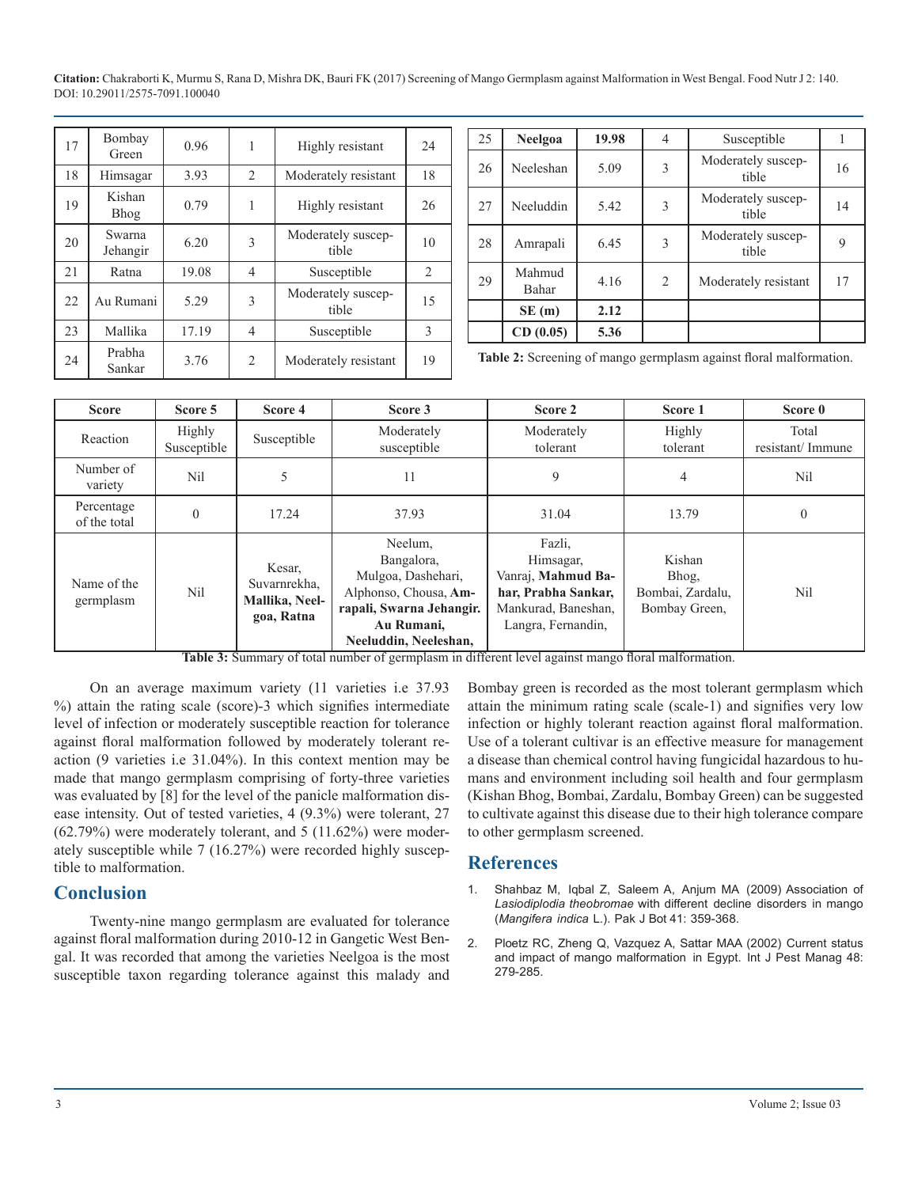| 17 | Bombay Green | 0.96 | 1 | Highly resistant | 24 |
|---|---|---|---|---|---|
| 18 | Himsagar | 3.93 | 2 | Moderately resistant | 18 |
| 19 | Kishan Bhog | 0.79 | 1 | Highly resistant | 26 |
| 20 | Swarna Jehangir | 6.20 | 3 | Moderately susceptible | 10 |
| 21 | Ratna | 19.08 | 4 | Susceptible | 2 |
| 22 | Au Rumani | 5.29 | 3 | Moderately susceptible | 15 |
| 23 | Mallika | 17.19 | 4 | Susceptible | 3 |
| 24 | Prabha Sankar | 3.76 | 2 | Moderately resistant | 19 |
| 25 | **Neelgoa** | **19.98** | 4 | Susceptible | 1 |
| 26 | Neeleshan | 5.09 | 3 | Moderately susceptible | 16 |
| 27 | Neeluddin | 5.42 | 3 | Moderately susceptible | 14 |
| 28 | Amrapali | 6.45 | 3 | Moderately susceptible | 9 |
| 29 | Mahmud Bahar | 4.16 | 2 | Moderately resistant | 17 |
| | **SE (m)** | **2.12** | | | |
| | **CD (0.05)** | **5.36** | | | |

**Table 2:** Screening of mango germplasm against floral malformation.

| Score | Score 5 | Score 4 | Score 3 | Score 2 | Score 1 | Score 0 |
|---|---|---|---|---|---|---|
| Reaction | Highly Susceptible | Susceptible | Moderately susceptible | Moderately tolerant | Highly tolerant | Total resistant/ Immune |
| Number of variety | Nil | 5 | 11 | 9 | 4 | Nil |
| Percentage of the total | 0 | 17.24 | 37.93 | 31.04 | 13.79 | 0 |
| Name of the germplasm | Nil | Kesar, Suvarnrekha, **Mallika, Neelgoa, Ratna** | Neelum, Bangalora, Mulgoa, Dashehari, Alphonso, Chousa, **Amrapali, Swarna Jehangir. Au Rumani, Neeluddin, Neeleshan,** | Fazli, Himsagar, Vanraj, **Mahmud Bahar, Prabha Sankar,** Mankurad, Baneshan, Langra, Fernandin, | Kishan Bhog, Bombai, Zardalu, Bombay Green, | Nil |

**Table 3:** Summary of total number of germplasm in different level against mango floral malformation.

On an average maximum variety (11 varieties i.e 37.93 %) attain the rating scale (score)-3 which signifies intermediate level of infection or moderately susceptible reaction for tolerance against floral malformation followed by moderately tolerant reaction (9 varieties i.e 31.04%). In this context mention may be made that mango germplasm comprising of forty-three varieties was evaluated by [8] for the level of the panicle malformation disease intensity. Out of tested varieties, 4 (9.3%) were tolerant, 27 (62.79%) were moderately tolerant, and 5 (11.62%) were moderately susceptible while 7 (16.27%) were recorded highly susceptible to malformation.

## Conclusion

Twenty-nine mango germplasm are evaluated for tolerance against floral malformation during 2010-12 in Gangetic West Bengal. It was recorded that among the varieties Neelgoa is the most susceptible taxon regarding tolerance against this malady and Bombay green is recorded as the most tolerant germplasm which attain the minimum rating scale (scale-1) and signifies very low infection or highly tolerant reaction against floral malformation. Use of a tolerant cultivar is an effective measure for management a disease than chemical control having fungicidal hazardous to humans and environment including soil health and four germplasm (Kishan Bhog, Bombai, Zardalu, Bombay Green) can be suggested to cultivate against this disease due to their high tolerance compare to other germplasm screened.

## References

1. Shahbaz M, Iqbal Z, Saleem A, Anjum MA (2009) Association of *Lasiodiplodia theobromae* with different decline disorders in mango (*Mangifera indica* L.). Pak J Bot 41: 359-368.
2. Ploetz RC, Zheng Q, Vazquez A, Sattar MAA (2002) Current status and impact of mango malformation in Egypt. Int J Pest Manag 48: 279-285.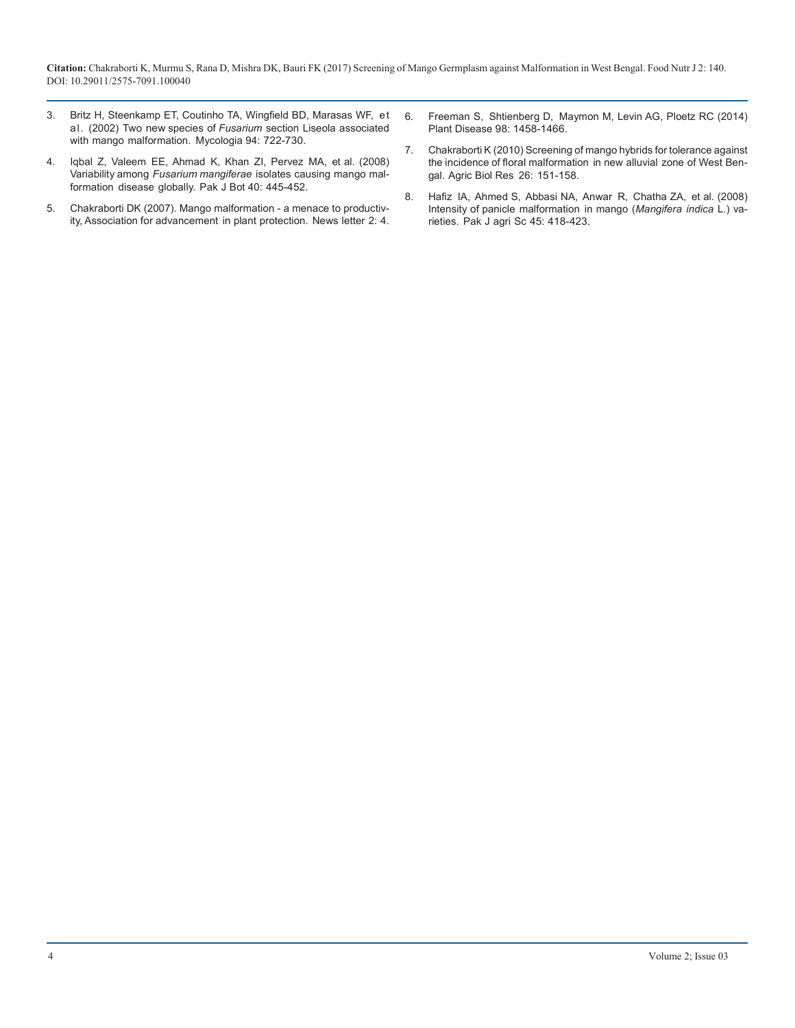3. Britz H, Steenkamp ET, Coutinho TA, Wingfield BD, Marasas WF, et al. (2002) Two new species of *Fusarium* section Liseola associated with mango malformation. Mycologia 94: 722-730.

4. Iqbal Z, Valeem EE, Ahmad K, Khan ZI, Pervez MA, et al. (2008) Variability among *Fusarium mangiferae* isolates causing mango malformation disease globally. Pak J Bot 40: 445-452.

5. Chakraborti DK (2007). Mango malformation - a menace to productivity, Association for advancement in plant protection. News letter 2: 4.

6. Freeman S, Shtienberg D, Maymon M, Levin AG, Ploetz RC (2014) Plant Disease 98: 1458-1466.

7. Chakraborti K (2010) Screening of mango hybrids for tolerance against the incidence of floral malformation in new alluvial zone of West Bengal. Agric Biol Res 26: 151-158.

8. Hafiz IA, Ahmed S, Abbasi NA, Anwar R, Chatha ZA, et al. (2008) Intensity of panicle malformation in mango (*Mangifera indica* L.) varieties. Pak J agri Sc 45: 418-423.